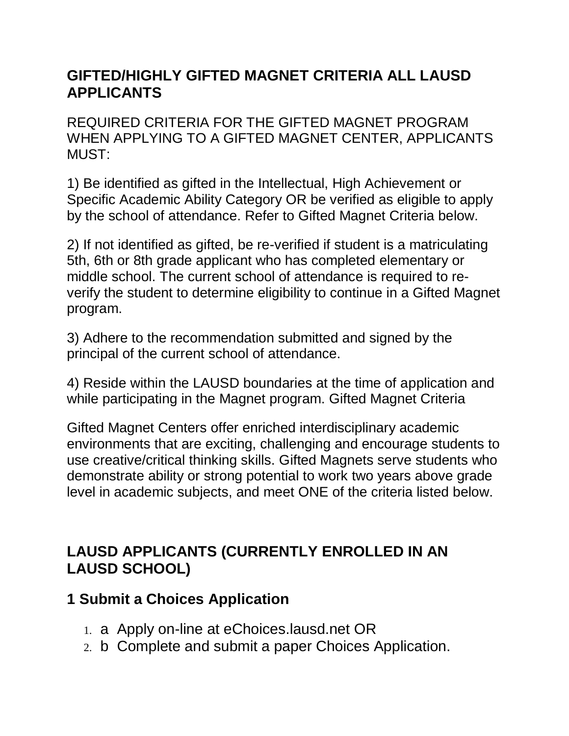## GIFTED/HIGHLY GIFTED MAGNET CRITERIA ALL LAUSD APPLICANTS

REQUIRED CRITERIA FOR THE GIFTED MAGNET PROGRAM WHEN APPLYING TO A GIFTED MAGNET CENTER, APPLICANTS MUST:

1) Be identified as gifted in the Intellectual, High Achievement or Specific Academic Ability Category OR be verified as eligible to apply by the school of attendance. Refer to Gifted Magnet Criteria below.

2) If not identified as gifted, be re-verified if student is a matriculating 5th, 6th or 8th grade applicant who has completed elementary or middle school. The current school of attendance is required to re-verify the student to determine eligibility to continue in a Gifted Magnet program.

3) Adhere to the recommendation submitted and signed by the principal of the current school of attendance.

4) Reside within the LAUSD boundaries at the time of application and while participating in the Magnet program. Gifted Magnet Criteria

Gifted Magnet Centers offer enriched interdisciplinary academic environments that are exciting, challenging and encourage students to use creative/critical thinking skills. Gifted Magnets serve students who demonstrate ability or strong potential to work two years above grade level in academic subjects, and meet ONE of the criteria listed below.

## LAUSD APPLICANTS (CURRENTLY ENROLLED IN AN LAUSD SCHOOL)

### 1 Submit a Choices Application

1. a Apply on-line at eChoices.lausd.net OR
2. b Complete and submit a paper Choices Application.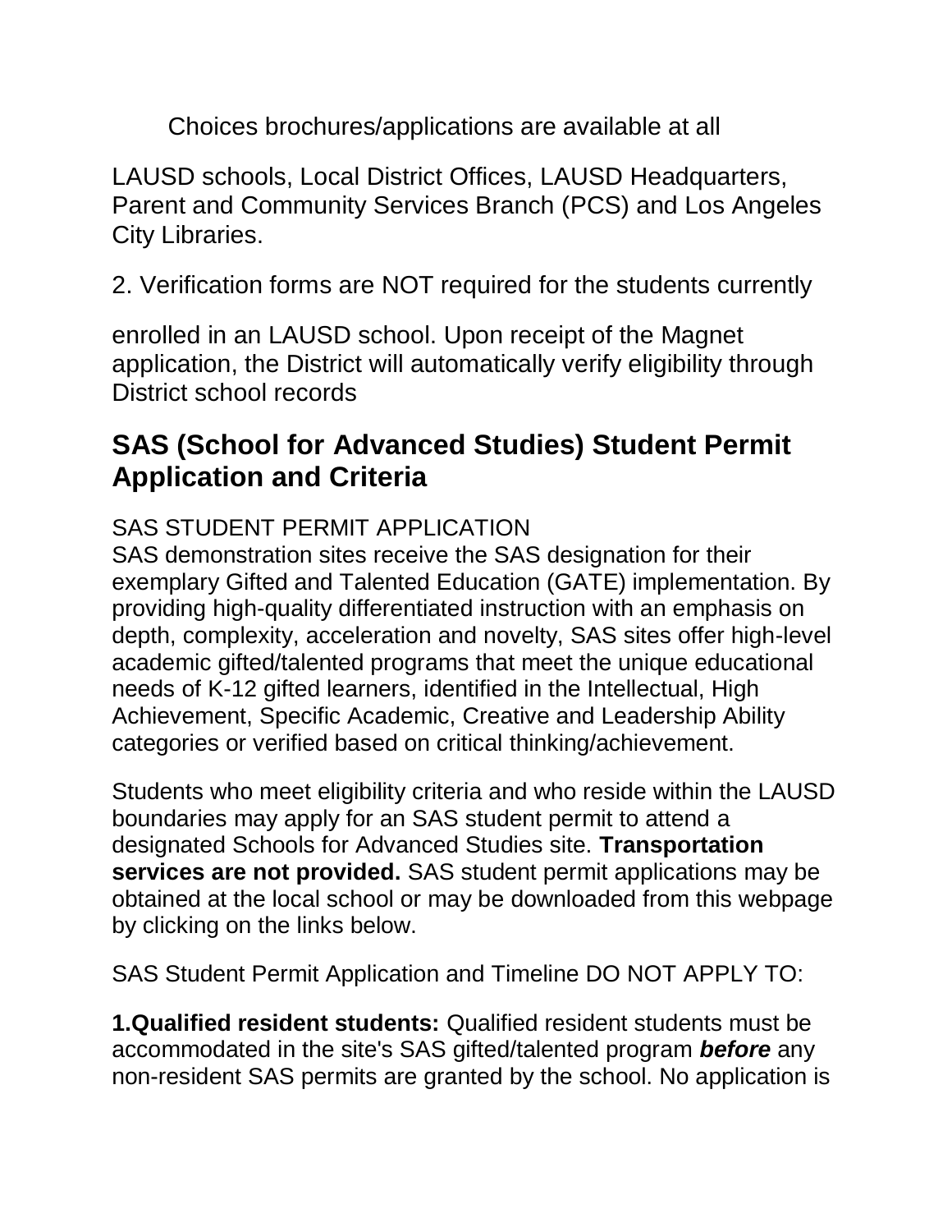Choices brochures/applications are available at all LAUSD schools, Local District Offices, LAUSD Headquarters, Parent and Community Services Branch (PCS) and Los Angeles City Libraries.

2. Verification forms are NOT required for the students currently enrolled in an LAUSD school. Upon receipt of the Magnet application, the District will automatically verify eligibility through District school records

## SAS (School for Advanced Studies) Student Permit Application and Criteria

SAS STUDENT PERMIT APPLICATION

SAS demonstration sites receive the SAS designation for their exemplary Gifted and Talented Education (GATE) implementation. By providing high-quality differentiated instruction with an emphasis on depth, complexity, acceleration and novelty, SAS sites offer high-level academic gifted/talented programs that meet the unique educational needs of K-12 gifted learners, identified in the Intellectual, High Achievement, Specific Academic, Creative and Leadership Ability categories or verified based on critical thinking/achievement.

Students who meet eligibility criteria and who reside within the LAUSD boundaries may apply for an SAS student permit to attend a designated Schools for Advanced Studies site. **Transportation services are not provided.** SAS student permit applications may be obtained at the local school or may be downloaded from this webpage by clicking on the links below.

SAS Student Permit Application and Timeline DO NOT APPLY TO:

**1.Qualified resident students:** Qualified resident students must be accommodated in the site's SAS gifted/talented program ***before*** any non-resident SAS permits are granted by the school. No application is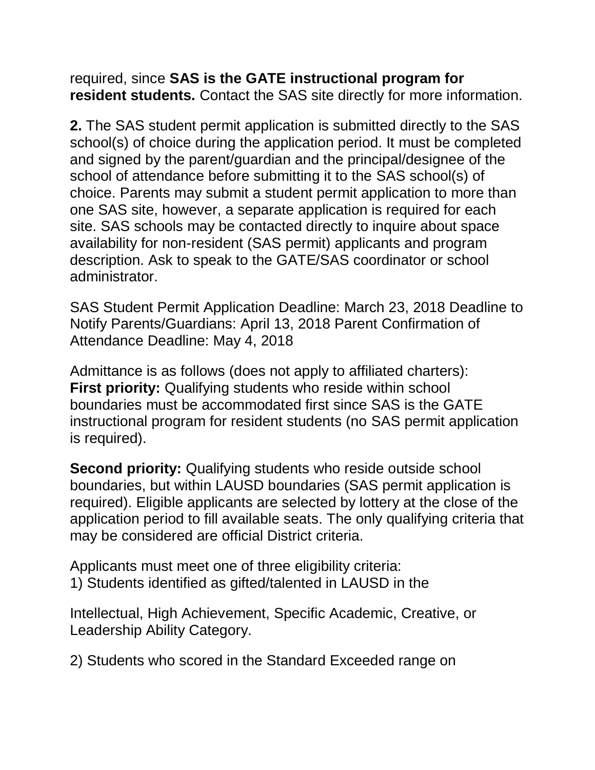required, since **SAS is the GATE instructional program for resident students.** Contact the SAS site directly for more information.

**2.** The SAS student permit application is submitted directly to the SAS school(s) of choice during the application period. It must be completed and signed by the parent/guardian and the principal/designee of the school of attendance before submitting it to the SAS school(s) of choice. Parents may submit a student permit application to more than one SAS site, however, a separate application is required for each site. SAS schools may be contacted directly to inquire about space availability for non-resident (SAS permit) applicants and program description. Ask to speak to the GATE/SAS coordinator or school administrator.

SAS Student Permit Application Deadline: March 23, 2018 Deadline to Notify Parents/Guardians: April 13, 2018 Parent Confirmation of Attendance Deadline: May 4, 2018

Admittance is as follows (does not apply to affiliated charters):
**First priority:** Qualifying students who reside within school boundaries must be accommodated first since SAS is the GATE instructional program for resident students (no SAS permit application is required).

**Second priority:** Qualifying students who reside outside school boundaries, but within LAUSD boundaries (SAS permit application is required). Eligible applicants are selected by lottery at the close of the application period to fill available seats. The only qualifying criteria that may be considered are official District criteria.

Applicants must meet one of three eligibility criteria:
1) Students identified as gifted/talented in LAUSD in the

Intellectual, High Achievement, Specific Academic, Creative, or Leadership Ability Category.

2) Students who scored in the Standard Exceeded range on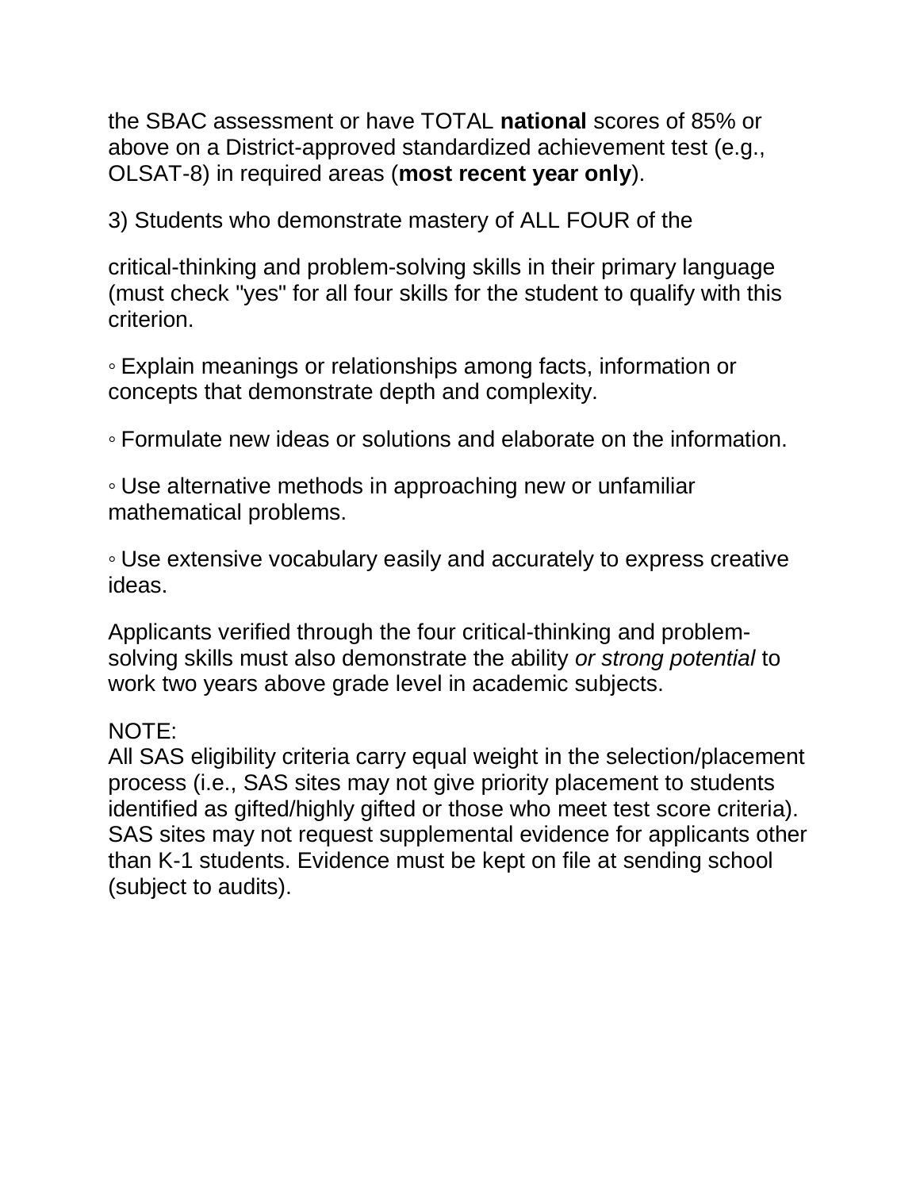the SBAC assessment or have TOTAL **national** scores of 85% or above on a District-approved standardized achievement test (e.g., OLSAT-8) in required areas (**most recent year only**).

3) Students who demonstrate mastery of ALL FOUR of the

critical-thinking and problem-solving skills in their primary language (must check "yes" for all four skills for the student to qualify with this criterion.

◦ Explain meanings or relationships among facts, information or concepts that demonstrate depth and complexity.

◦ Formulate new ideas or solutions and elaborate on the information.

◦ Use alternative methods in approaching new or unfamiliar mathematical problems.

◦ Use extensive vocabulary easily and accurately to express creative ideas.

Applicants verified through the four critical-thinking and problem-solving skills must also demonstrate the ability *or strong potential* to work two years above grade level in academic subjects.

NOTE:
All SAS eligibility criteria carry equal weight in the selection/placement process (i.e., SAS sites may not give priority placement to students identified as gifted/highly gifted or those who meet test score criteria). SAS sites may not request supplemental evidence for applicants other than K-1 students. Evidence must be kept on file at sending school (subject to audits).